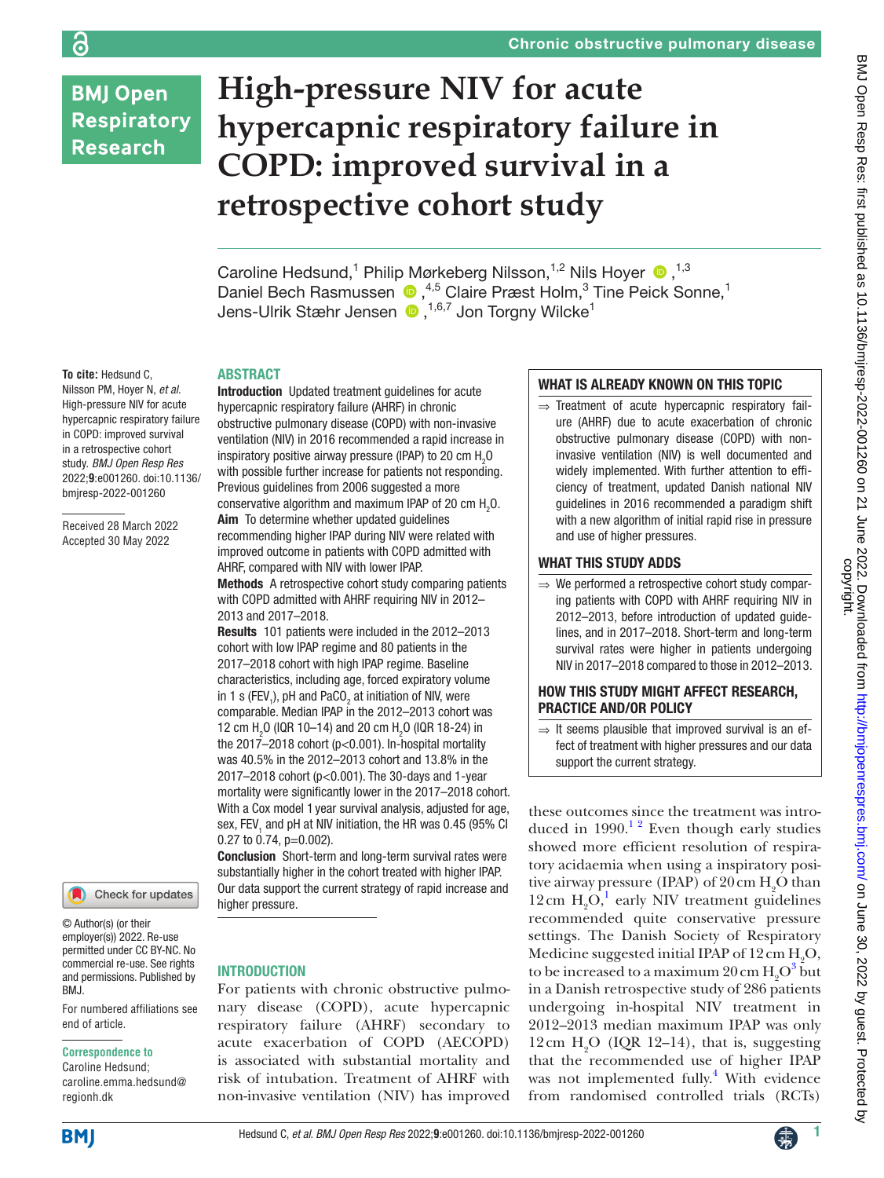# High-pressure NIV for acute hypercapnic respiratory failure in COPD: improved survival in a retrospective cohort study

Caroline Hedsund,[1] Philip Mørkeberg Nilsson,[1,2] Nils Hoyer ,[1,3] Daniel Bech Rasmussen ,[4,5] Claire Præst Holm,[3] Tine Peick Sonne,[1] Jens-Ulrik Stæhr Jensen ,[1,6,7] Jon Torgny Wilcke[1]

**To cite:** Hedsund C, Nilsson PM, Hoyer N, *et al*. High-pressure NIV for acute hypercapnic respiratory failure in COPD: improved survival in a retrospective cohort study. *BMJ Open Resp Res* 2022;**9**:e001260. doi:10.1136/bmjresp-2022-001260

Received 28 March 2022
Accepted 30 May 2022

## ABSTRACT

**Introduction** Updated treatment guidelines for acute hypercapnic respiratory failure (AHRF) in chronic obstructive pulmonary disease (COPD) with non-invasive ventilation (NIV) in 2016 recommended a rapid increase in inspiratory positive airway pressure (IPAP) to 20 cm $H_2O$ with possible further increase for patients not responding. Previous guidelines from 2006 suggested a more conservative algorithm and maximum IPAP of 20 cm $H_2O$.

**Aim** To determine whether updated guidelines recommending higher IPAP during NIV were related with improved outcome in patients with COPD admitted with AHRF, compared with NIV with lower IPAP.

**Methods** A retrospective cohort study comparing patients with COPD admitted with AHRF requiring NIV in 2012–2013 and 2017–2018.

**Results** 101 patients were included in the 2012–2013 cohort with low IPAP regime and 80 patients in the 2017–2018 cohort with high IPAP regime. Baseline characteristics, including age, forced expiratory volume in 1 s ($FEV_1$), pH and $PaCO_2$ at initiation of NIV, were comparable. Median IPAP in the 2012–2013 cohort was 12 cm $H_2O$ (IQR 10–14) and 20 cm $H_2O$ (IQR 18-24) in the 2017–2018 cohort (p<0.001). In-hospital mortality was 40.5% in the 2012–2013 cohort and 13.8% in the 2017–2018 cohort (p<0.001). The 30-days and 1-year mortality were significantly lower in the 2017–2018 cohort. With a Cox model 1 year survival analysis, adjusted for age, sex, $FEV_1$ and pH at NIV initiation, the HR was 0.45 (95% CI 0.27 to 0.74, p=0.002).

**Conclusion** Short-term and long-term survival rates were substantially higher in the cohort treated with higher IPAP. Our data support the current strategy of rapid increase and higher pressure.

### WHAT IS ALREADY KNOWN ON THIS TOPIC

⇒ Treatment of acute hypercapnic respiratory failure (AHRF) due to acute exacerbation of chronic obstructive pulmonary disease (COPD) with non-invasive ventilation (NIV) is well documented and widely implemented. With further attention to efficiency of treatment, updated Danish national NIV guidelines in 2016 recommended a paradigm shift with a new algorithm of initial rapid rise in pressure and use of higher pressures.

### WHAT THIS STUDY ADDS

⇒ We performed a retrospective cohort study comparing patients with COPD with AHRF requiring NIV in 2012–2013, before introduction of updated guidelines, and in 2017–2018. Short-term and long-term survival rates were higher in patients undergoing NIV in 2017–2018 compared to those in 2012–2013.

### HOW THIS STUDY MIGHT AFFECT RESEARCH, PRACTICE AND/OR POLICY

⇒ It seems plausible that improved survival is an effect of treatment with higher pressures and our data support the current strategy.

© Author(s) (or their employer(s)) 2022. Re-use permitted under CC BY-NC. No commercial re-use. See rights and permissions. Published by BMJ.

For numbered affiliations see end of article.

**Correspondence to**
Caroline Hedsund;
caroline.emma.hedsund@regionh.dk

## INTRODUCTION

For patients with chronic obstructive pulmonary disease (COPD), acute hypercapnic respiratory failure (AHRF) secondary to acute exacerbation of COPD (AECOPD) is associated with substantial mortality and risk of intubation. Treatment of AHRF with non-invasive ventilation (NIV) has improved these outcomes since the treatment was introduced in 1990.[1,2] Even though early studies showed more efficient resolution of respiratory acidaemia when using a inspiratory positive airway pressure (IPAP) of 20 cm $H_2O$ than 12 cm $H_2O$,[1] early NIV treatment guidelines recommended quite conservative pressure settings. The Danish Society of Respiratory Medicine suggested initial IPAP of 12 cm $H_2O$, to be increased to a maximum 20 cm $H_2O$[3] but in a Danish retrospective study of 286 patients undergoing in-hospital NIV treatment in 2012–2013 median maximum IPAP was only 12 cm $H_2O$ (IQR 12–14), that is, suggesting that the recommended use of higher IPAP was not implemented fully.[4] With evidence from randomised controlled trials (RCTs)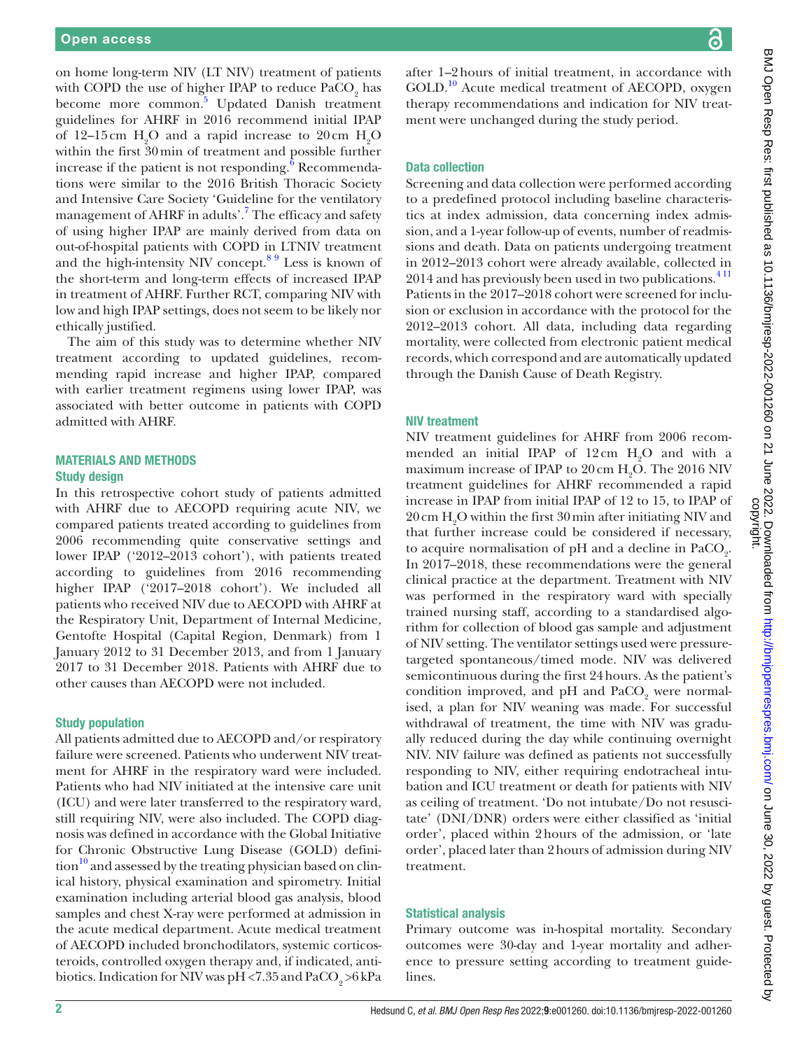on home long-term NIV (LT NIV) treatment of patients with COPD the use of higher IPAP to reduce $PaCO_2$ has become more common.[5] Updated Danish treatment guidelines for AHRF in 2016 recommend initial IPAP of 12–15 cm $H_2O$ and a rapid increase to 20 cm $H_2O$ within the first 30 min of treatment and possible further increase if the patient is not responding.[6] Recommendations were similar to the 2016 British Thoracic Society and Intensive Care Society 'Guideline for the ventilatory management of AHRF in adults'.[7] The efficacy and safety of using higher IPAP are mainly derived from data on out-of-hospital patients with COPD in LTNIV treatment and the high-intensity NIV concept.[8 9] Less is known of the short-term and long-term effects of increased IPAP in treatment of AHRF. Further RCT, comparing NIV with low and high IPAP settings, does not seem to be likely nor ethically justified.

The aim of this study was to determine whether NIV treatment according to updated guidelines, recommending rapid increase and higher IPAP, compared with earlier treatment regimens using lower IPAP, was associated with better outcome in patients with COPD admitted with AHRF.

## MATERIALS AND METHODS

### Study design

In this retrospective cohort study of patients admitted with AHRF due to AECOPD requiring acute NIV, we compared patients treated according to guidelines from 2006 recommending quite conservative settings and lower IPAP ('2012–2013 cohort'), with patients treated according to guidelines from 2016 recommending higher IPAP ('2017–2018 cohort'). We included all patients who received NIV due to AECOPD with AHRF at the Respiratory Unit, Department of Internal Medicine, Gentofte Hospital (Capital Region, Denmark) from 1 January 2012 to 31 December 2013, and from 1 January 2017 to 31 December 2018. Patients with AHRF due to other causes than AECOPD were not included.

### Study population

All patients admitted due to AECOPD and/or respiratory failure were screened. Patients who underwent NIV treatment for AHRF in the respiratory ward were included. Patients who had NIV initiated at the intensive care unit (ICU) and were later transferred to the respiratory ward, still requiring NIV, were also included. The COPD diagnosis was defined in accordance with the Global Initiative for Chronic Obstructive Lung Disease (GOLD) definition[10] and assessed by the treating physician based on clinical history, physical examination and spirometry. Initial examination including arterial blood gas analysis, blood samples and chest X-ray were performed at admission in the acute medical department. Acute medical treatment of AECOPD included bronchodilators, systemic corticosteroids, controlled oxygen therapy and, if indicated, antibiotics. Indication for NIV was pH <7.35 and $PaCO_2$ >6 kPa after 1–2 hours of initial treatment, in accordance with GOLD.[10] Acute medical treatment of AECOPD, oxygen therapy recommendations and indication for NIV treatment were unchanged during the study period.

### Data collection

Screening and data collection were performed according to a predefined protocol including baseline characteristics at index admission, data concerning index admission, and a 1-year follow-up of events, number of readmissions and death. Data on patients undergoing treatment in 2012–2013 cohort were already available, collected in 2014 and has previously been used in two publications.[4 11] Patients in the 2017–2018 cohort were screened for inclusion or exclusion in accordance with the protocol for the 2012–2013 cohort. All data, including data regarding mortality, were collected from electronic patient medical records, which correspond and are automatically updated through the Danish Cause of Death Registry.

### NIV treatment

NIV treatment guidelines for AHRF from 2006 recommended an initial IPAP of 12 cm $H_2O$ and with a maximum increase of IPAP to 20 cm $H_2O$. The 2016 NIV treatment guidelines for AHRF recommended a rapid increase in IPAP from initial IPAP of 12 to 15, to IPAP of 20 cm $H_2O$ within the first 30 min after initiating NIV and that further increase could be considered if necessary, to acquire normalisation of pH and a decline in $PaCO_2$. In 2017–2018, these recommendations were the general clinical practice at the department. Treatment with NIV was performed in the respiratory ward with specially trained nursing staff, according to a standardised algorithm for collection of blood gas sample and adjustment of NIV setting. The ventilator settings used were pressure-targeted spontaneous/timed mode. NIV was delivered semicontinuous during the first 24 hours. As the patient's condition improved, and pH and $PaCO_2$ were normalised, a plan for NIV weaning was made. For successful withdrawal of treatment, the time with NIV was gradually reduced during the day while continuing overnight NIV. NIV failure was defined as patients not successfully responding to NIV, either requiring endotracheal intubation and ICU treatment or death for patients with NIV as ceiling of treatment. 'Do not intubate/Do not resuscitate' (DNI/DNR) orders were either classified as 'initial order', placed within 2 hours of the admission, or 'late order', placed later than 2 hours of admission during NIV treatment.

### Statistical analysis

Primary outcome was in-hospital mortality. Secondary outcomes were 30-day and 1-year mortality and adherence to pressure setting according to treatment guidelines.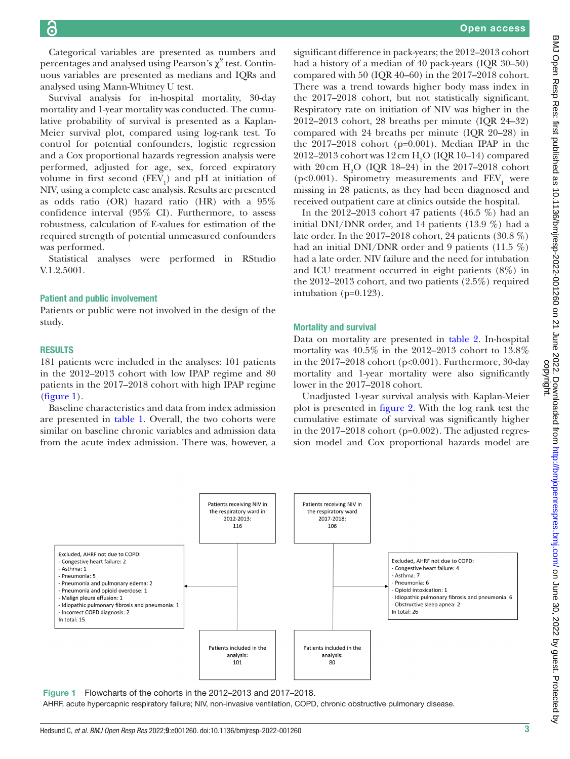Categorical variables are presented as numbers and percentages and analysed using Pearson's $\chi^2$ test. Continuous variables are presented as medians and IQRs and analysed using Mann-Whitney U test.

Survival analysis for in-hospital mortality, 30-day mortality and 1-year mortality was conducted. The cumulative probability of survival is presented as a Kaplan-Meier survival plot, compared using log-rank test. To control for potential confounders, logistic regression and a Cox proportional hazards regression analysis were performed, adjusted for age, sex, forced expiratory volume in first second ($FEV_1$) and pH at initiation of NIV, using a complete case analysis. Results are presented as odds ratio (OR) hazard ratio (HR) with a 95% confidence interval (95% CI). Furthermore, to assess robustness, calculation of E-values for estimation of the required strength of potential unmeasured confounders was performed.

Statistical analyses were performed in RStudio V.1.2.5001.

### Patient and public involvement

Patients or public were not involved in the design of the study.

## RESULTS

181 patients were included in the analyses: 101 patients in the 2012–2013 cohort with low IPAP regime and 80 patients in the 2017–2018 cohort with high IPAP regime (figure 1).

Baseline characteristics and data from index admission are presented in table 1. Overall, the two cohorts were similar on baseline chronic variables and admission data from the acute index admission. There was, however, a significant difference in pack-years; the 2012–2013 cohort had a history of a median of 40 pack-years (IQR 30–50) compared with 50 (IQR 40–60) in the 2017–2018 cohort. There was a trend towards higher body mass index in the 2017–2018 cohort, but not statistically significant. Respiratory rate on initiation of NIV was higher in the 2012–2013 cohort, 28 breaths per minute (IQR 24–32) compared with 24 breaths per minute (IQR 20–28) in the 2017–2018 cohort (p=0.001). Median IPAP in the 2012–2013 cohort was 12 cm $H_2O$ (IQR 10–14) compared with 20 cm $H_2O$ (IQR 18–24) in the 2017–2018 cohort (p<0.001). Spirometry measurements and $FEV_1$ were missing in 28 patients, as they had been diagnosed and received outpatient care at clinics outside the hospital.

In the 2012–2013 cohort 47 patients (46.5 %) had an initial DNI/DNR order, and 14 patients (13.9 %) had a late order. In the 2017–2018 cohort, 24 patients (30.8 %) had an initial DNI/DNR order and 9 patients (11.5 %) had a late order. NIV failure and the need for intubation and ICU treatment occurred in eight patients (8%) in the 2012–2013 cohort, and two patients (2.5%) required intubation (p=0.123).

### Mortality and survival

Data on mortality are presented in table 2. In-hospital mortality was 40.5% in the 2012–2013 cohort to 13.8% in the 2017–2018 cohort (p<0.001). Furthermore, 30-day mortality and 1-year mortality were also significantly lower in the 2017–2018 cohort.

Unadjusted 1-year survival analysis with Kaplan-Meier plot is presented in figure 2. With the log rank test the cumulative estimate of survival was significantly higher in the 2017–2018 cohort (p=0.002). The adjusted regression model and Cox proportional hazards model are

Patients receiving NIV in the respiratory ward in 2012-2013: 116

Excluded, AHRF not due to COPD:
- Congestive heart failure: 2
- Asthma: 1
- Pneumonia: 5
- Pneumonia and pulmonary edema: 2
- Pneumonia and opioid overdose: 1
- Malign pleura effusion: 1
- Idiopathic pulmonary fibrosis and pneumonia: 1
- Incorrect COPD diagnosis: 2

In total: 15

Patients included in the analysis: 101

Patients receiving NIV in the respiratory ward 2017-2018: 106

Excluded, AHRF not due to COPD:
- Congestive heart failure: 4
- Asthma: 7
- Pneumonia: 6
- Opioid intoxication: 1
- Idiopathic pulmonary fibrosis and pneumonia: 6
- Obstructive sleep apnea: 2

In total: 26

Patients included in the analysis: 80

**Figure 1** Flowcharts of the cohorts in the 2012–2013 and 2017–2018.
AHRF, acute hypercapnic respiratory failure; NIV, non-invasive ventilation, COPD, chronic obstructive pulmonary disease.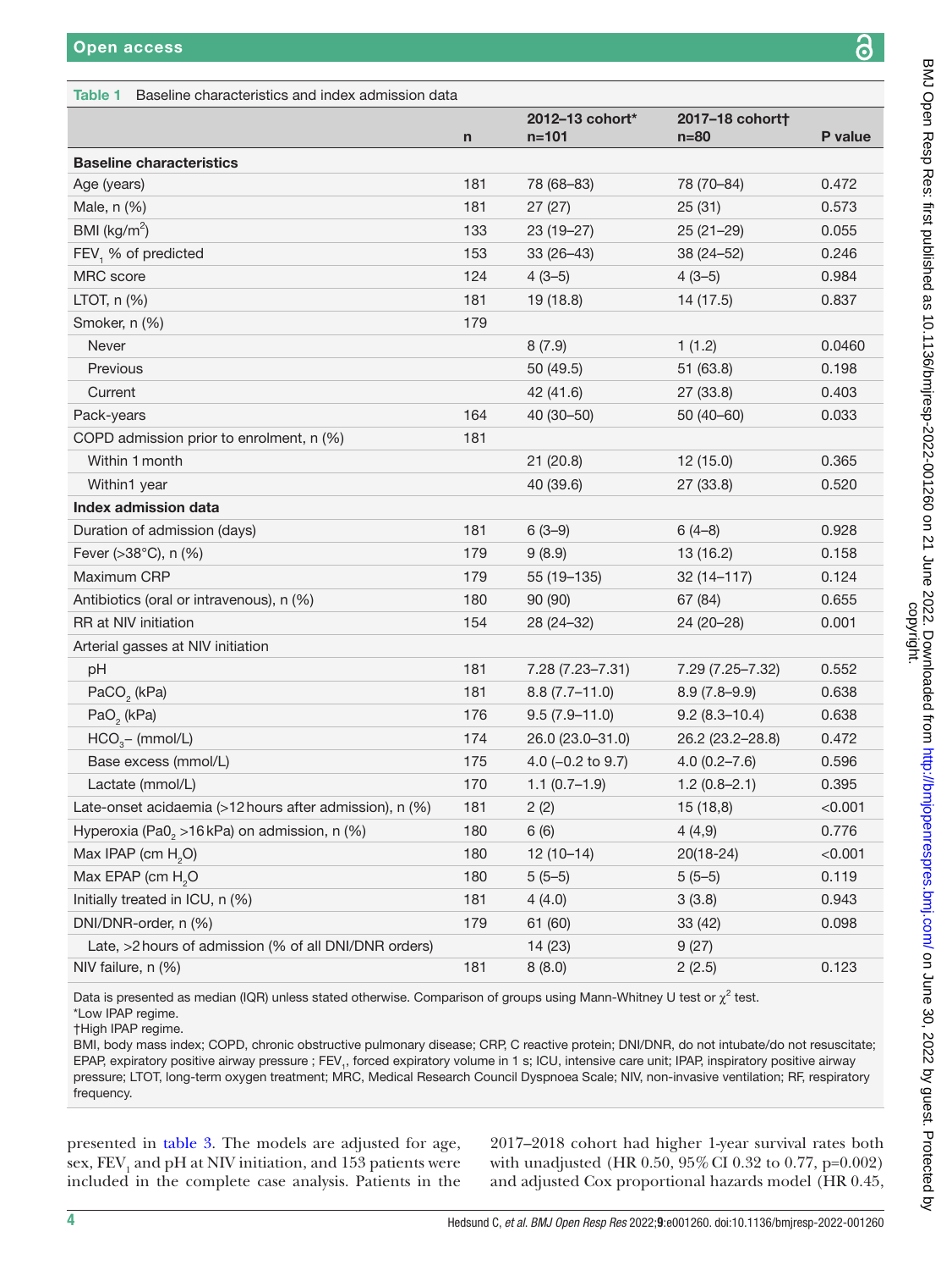Table 1 Baseline characteristics and index admission data

| | n | 2012–13 cohort* n=101 | 2017–18 cohort† n=80 | P value |
|---|---|---|---|---|
| **Baseline characteristics** | | | | |
| Age (years) | 181 | 78 (68–83) | 78 (70–84) | 0.472 |
| Male, n (%) | 181 | 27 (27) | 25 (31) | 0.573 |
| BMI ($kg/m^2$) | 133 | 23 (19–27) | 25 (21–29) | 0.055 |
| $FEV_1$ % of predicted | 153 | 33 (26–43) | 38 (24–52) | 0.246 |
| MRC score | 124 | 4 (3–5) | 4 (3–5) | 0.984 |
| LTOT, n (%) | 181 | 19 (18.8) | 14 (17.5) | 0.837 |
| Smoker, n (%) | 179 | | | |
| Never | | 8 (7.9) | 1 (1.2) | 0.0460 |
| Previous | | 50 (49.5) | 51 (63.8) | 0.198 |
| Current | | 42 (41.6) | 27 (33.8) | 0.403 |
| Pack-years | 164 | 40 (30–50) | 50 (40–60) | 0.033 |
| COPD admission prior to enrolment, n (%) | 181 | | | |
| Within 1 month | | 21 (20.8) | 12 (15.0) | 0.365 |
| Within1 year | | 40 (39.6) | 27 (33.8) | 0.520 |
| **Index admission data** | | | | |
| Duration of admission (days) | 181 | 6 (3–9) | 6 (4–8) | 0.928 |
| Fever (>38°C), n (%) | 179 | 9 (8.9) | 13 (16.2) | 0.158 |
| Maximum CRP | 179 | 55 (19–135) | 32 (14–117) | 0.124 |
| Antibiotics (oral or intravenous), n (%) | 180 | 90 (90) | 67 (84) | 0.655 |
| RR at NIV initiation | 154 | 28 (24–32) | 24 (20–28) | 0.001 |
| Arterial gasses at NIV initiation | | | | |
| pH | 181 | 7.28 (7.23–7.31) | 7.29 (7.25–7.32) | 0.552 |
| $PaCO_2$ (kPa) | 181 | 8.8 (7.7–11.0) | 8.9 (7.8–9.9) | 0.638 |
| $PaO_2$ (kPa) | 176 | 9.5 (7.9–11.0) | 9.2 (8.3–10.4) | 0.638 |
| $HCO_3^-$ (mmol/L) | 174 | 26.0 (23.0–31.0) | 26.2 (23.2–28.8) | 0.472 |
| Base excess (mmol/L) | 175 | 4.0 (−0.2 to 9.7) | 4.0 (0.2–7.6) | 0.596 |
| Lactate (mmol/L) | 170 | 1.1 (0.7–1.9) | 1.2 (0.8–2.1) | 0.395 |
| Late-onset acidaemia (>12 hours after admission), n (%) | 181 | 2 (2) | 15 (18,8) | <0.001 |
| Hyperoxia ($Pa0_2$ >16 kPa) on admission, n (%) | 180 | 6 (6) | 4 (4,9) | 0.776 |
| Max IPAP (cm $H_2O$) | 180 | 12 (10–14) | 20(18–24) | <0.001 |
| Max EPAP (cm $H_2O$ | 180 | 5 (5–5) | 5 (5–5) | 0.119 |
| Initially treated in ICU, n (%) | 181 | 4 (4.0) | 3 (3.8) | 0.943 |
| DNI/DNR-order, n (%) | 179 | 61 (60) | 33 (42) | 0.098 |
| Late, >2 hours of admission (% of all DNI/DNR orders) | | 14 (23) | 9 (27) | |
| NIV failure, n (%) | 181 | 8 (8.0) | 2 (2.5) | 0.123 |

Data is presented as median (IQR) unless stated otherwise. Comparison of groups using Mann-Whitney U test or $\chi^2$ test.
*Low IPAP regime.
†High IPAP regime.
BMI, body mass index; COPD, chronic obstructive pulmonary disease; CRP, C reactive protein; DNI/DNR, do not intubate/do not resuscitate; EPAP, expiratory positive airway pressure ; $FEV_1$, forced expiratory volume in 1 s; ICU, intensive care unit; IPAP, inspiratory positive airway pressure; LTOT, long-term oxygen treatment; MRC, Medical Research Council Dyspnoea Scale; NIV, non-invasive ventilation; RF, respiratory frequency.

presented in table 3. The models are adjusted for age, sex, $FEV_1$ and pH at NIV initiation, and 153 patients were included in the complete case analysis. Patients in the 2017–2018 cohort had higher 1-year survival rates both with unadjusted (HR 0.50, 95% CI 0.32 to 0.77, p=0.002) and adjusted Cox proportional hazards model (HR 0.45,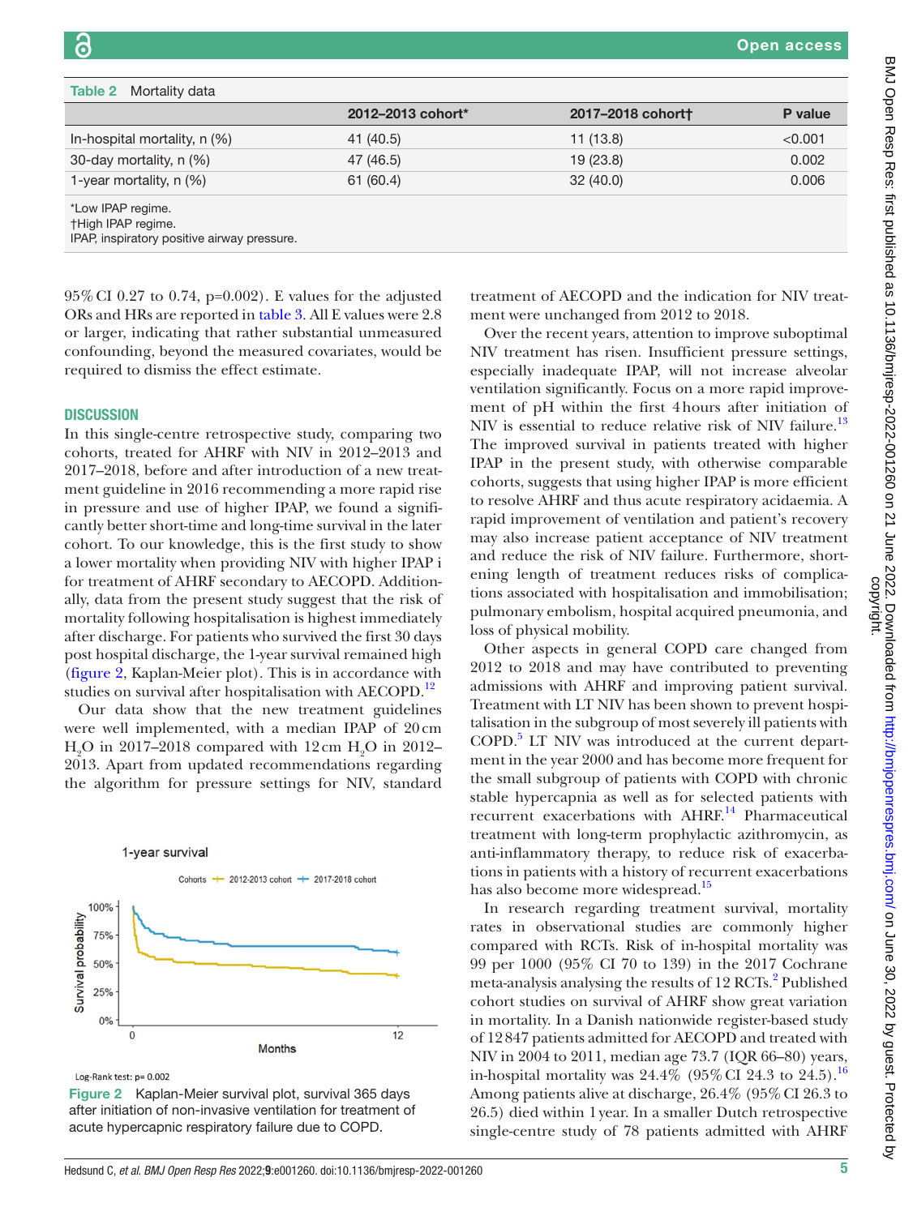Table 2 Mortality data

| | 2012–2013 cohort* | 2017–2018 cohort† | P value |
|---|---|---|---|
| In-hospital mortality, n (%) | 41 (40.5) | 11 (13.8) | <0.001 |
| 30-day mortality, n (%) | 47 (46.5) | 19 (23.8) | 0.002 |
| 1-year mortality, n (%) | 61 (60.4) | 32 (40.0) | 0.006 |

*Low IPAP regime.
†High IPAP regime.
IPAP, inspiratory positive airway pressure.

95% CI 0.27 to 0.74, p=0.002). E values for the adjusted ORs and HRs are reported in table 3. All E values were 2.8 or larger, indicating that rather substantial unmeasured confounding, beyond the measured covariates, would be required to dismiss the effect estimate.

## DISCUSSION

In this single-centre retrospective study, comparing two cohorts, treated for AHRF with NIV in 2012–2013 and 2017–2018, before and after introduction of a new treatment guideline in 2016 recommending a more rapid rise in pressure and use of higher IPAP, we found a significantly better short-time and long-time survival in the later cohort. To our knowledge, this is the first study to show a lower mortality when providing NIV with higher IPAP i for treatment of AHRF secondary to AECOPD. Additionally, data from the present study suggest that the risk of mortality following hospitalisation is highest immediately after discharge. For patients who survived the first 30 days post hospital discharge, the 1-year survival remained high (figure 2, Kaplan-Meier plot). This is in accordance with studies on survival after hospitalisation with AECOPD.[12]

Our data show that the new treatment guidelines were well implemented, with a median IPAP of 20 cm $H_2O$ in 2017–2018 compared with 12 cm $H_2O$ in 2012–2013. Apart from updated recommendations regarding the algorithm for pressure settings for NIV, standard treatment of AECOPD and the indication for NIV treatment were unchanged from 2012 to 2018.

Over the recent years, attention to improve suboptimal NIV treatment has risen. Insufficient pressure settings, especially inadequate IPAP, will not increase alveolar ventilation significantly. Focus on a more rapid improvement of pH within the first 4 hours after initiation of NIV is essential to reduce relative risk of NIV failure.[13] The improved survival in patients treated with higher IPAP in the present study, with otherwise comparable cohorts, suggests that using higher IPAP is more efficient to resolve AHRF and thus acute respiratory acidaemia. A rapid improvement of ventilation and patient's recovery may also increase patient acceptance of NIV treatment and reduce the risk of NIV failure. Furthermore, shortening length of treatment reduces risks of complications associated with hospitalisation and immobilisation; pulmonary embolism, hospital acquired pneumonia, and loss of physical mobility.

Other aspects in general COPD care changed from 2012 to 2018 and may have contributed to preventing admissions with AHRF and improving patient survival. Treatment with LT NIV has been shown to prevent hospitalisation in the subgroup of most severely ill patients with COPD.[5] LT NIV was introduced at the current department in the year 2000 and has become more frequent for the small subgroup of patients with COPD with chronic stable hypercapnia as well as for selected patients with recurrent exacerbations with AHRF.[14] Pharmaceutical treatment with long-term prophylactic azithromycin, as anti-inflammatory therapy, to reduce risk of exacerbations in patients with a history of recurrent exacerbations has also become more widespread.[15]

In research regarding treatment survival, mortality rates in observational studies are commonly higher compared with RCTs. Risk of in-hospital mortality was 99 per 1000 (95% CI 70 to 139) in the 2017 Cochrane meta-analysis analysing the results of 12 RCTs.[2] Published cohort studies on survival of AHRF show great variation in mortality. In a Danish nationwide register-based study of 12 847 patients admitted for AECOPD and treated with NIV in 2004 to 2011, median age 73.7 (IQR 66–80) years, in-hospital mortality was 24.4% (95% CI 24.3 to 24.5).[16] Among patients alive at discharge, 26.4% (95% CI 26.3 to 26.5) died within 1 year. In a smaller Dutch retrospective single-centre study of 78 patients admitted with AHRF

1-year survival

Cohorts — 2012-2013 cohort — 2017-2018 cohort

Log-Rank test: p= 0.002

Figure 2 Kaplan-Meier survival plot, survival 365 days after initiation of non-invasive ventilation for treatment of acute hypercapnic respiratory failure due to COPD.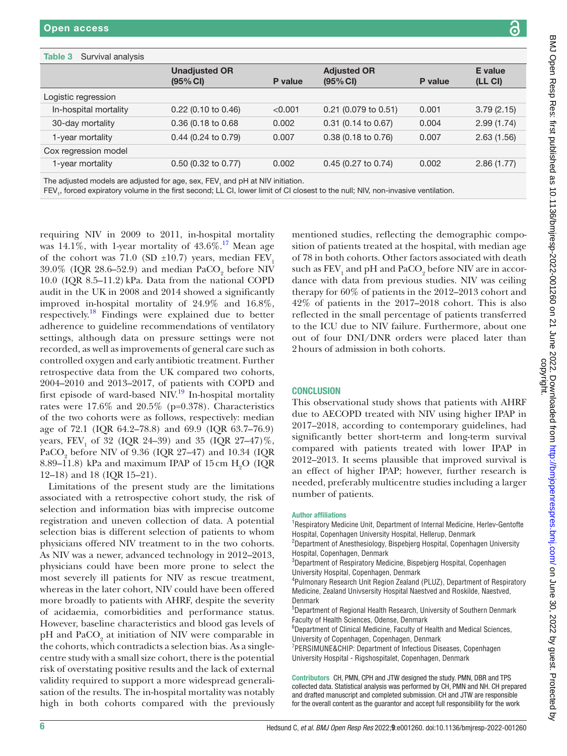**Table 3** Survival analysis

| | Unadjusted OR (95% CI) | P value | Adjusted OR (95% CI) | P value | E value (LL CI) |
|---|---|---|---|---|---|
| Logistic regression | | | | | |
| In-hospital mortality | 0.22 (0.10 to 0.46) | <0.001 | 0.21 (0.079 to 0.51) | 0.001 | 3.79 (2.15) |
| 30-day mortality | 0.36 (0.18 to 0.68 | 0.002 | 0.31 (0.14 to 0.67) | 0.004 | 2.99 (1.74) |
| 1-year mortality | 0.44 (0.24 to 0.79) | 0.007 | 0.38 (0.18 to 0.76) | 0.007 | 2.63 (1.56) |
| Cox regression model | | | | | |
| 1-year mortality | 0.50 (0.32 to 0.77) | 0.002 | 0.45 (0.27 to 0.74) | 0.002 | 2.86 (1.77) |

The adjusted models are adjusted for age, sex, $FEV_1$ and pH at NIV initiation.
$FEV_1$, forced expiratory volume in the first second; LL CI, lower limit of CI closest to the null; NIV, non-invasive ventilation.

requiring NIV in 2009 to 2011, in-hospital mortality was 14.1%, with 1-year mortality of 43.6%.[17] Mean age of the cohort was 71.0 (SD ±10.7) years, median $FEV_1$ 39.0% (IQR 28.6–52.9) and median $PaCO_2$ before NIV 10.0 (IQR 8.5–11.2) kPa. Data from the national COPD audit in the UK in 2008 and 2014 showed a significantly improved in-hospital mortality of 24.9% and 16.8%, respectively.[18] Findings were explained due to better adherence to guideline recommendations of ventilatory settings, although data on pressure settings were not recorded, as well as improvements of general care such as controlled oxygen and early antibiotic treatment. Further retrospective data from the UK compared two cohorts, 2004–2010 and 2013–2017, of patients with COPD and first episode of ward-based NIV.[19] In-hospital mortality rates were 17.6% and 20.5% (p=0.378). Characteristics of the two cohorts were as follows, respectively: median age of 72.1 (IQR 64.2–78.8) and 69.9 (IQR 63.7–76.9) years, $FEV_1$ of 32 (IQR 24–39) and 35 (IQR 27–47)%, $PaCO_2$ before NIV of 9.36 (IQR 27–47) and 10.34 (IQR 8.89–11.8) kPa and maximum IPAP of 15 cm $H_2O$ (IQR 12–18) and 18 (IQR 15–21).

Limitations of the present study are the limitations associated with a retrospective cohort study, the risk of selection and information bias with imprecise outcome registration and uneven collection of data. A potential selection bias is different selection of patients to whom physicians offered NIV treatment to in the two cohorts. As NIV was a newer, advanced technology in 2012–2013, physicians could have been more prone to select the most severely ill patients for NIV as rescue treatment, whereas in the later cohort, NIV could have been offered more broadly to patients with AHRF, despite the severity of acidaemia, comorbidities and performance status. However, baseline characteristics and blood gas levels of pH and $PaCO_2$ at initiation of NIV were comparable in the cohorts, which contradicts a selection bias. As a single-centre study with a small size cohort, there is the potential risk of overstating positive results and the lack of external validity required to support a more widespread generalisation of the results. The in-hospital mortality was notably high in both cohorts compared with the previously mentioned studies, reflecting the demographic composition of patients treated at the hospital, with median age of 78 in both cohorts. Other factors associated with death such as $FEV_1$ and pH and $PaCO_2$ before NIV are in accordance with data from previous studies. NIV was ceiling therapy for 60% of patients in the 2012–2013 cohort and 42% of patients in the 2017–2018 cohort. This is also reflected in the small percentage of patients transferred to the ICU due to NIV failure. Furthermore, about one out of four DNI/DNR orders were placed later than 2 hours of admission in both cohorts.

## CONCLUSION

This observational study shows that patients with AHRF due to AECOPD treated with NIV using higher IPAP in 2017–2018, according to contemporary guidelines, had significantly better short-term and long-term survival compared with patients treated with lower IPAP in 2012–2013. It seems plausible that improved survival is an effect of higher IPAP; however, further research is needed, preferably multicentre studies including a larger number of patients.

**Author affiliations**

[1]Respiratory Medicine Unit, Department of Internal Medicine, Herlev-Gentofte Hospital, Copenhagen University Hospital, Hellerup, Denmark
[2]Department of Anesthesiology, Bispebjerg Hospital, Copenhagen University Hospital, Copenhagen, Denmark
[3]Department of Respiratory Medicine, Bispebjerg Hospital, Copenhagen University Hospital, Copenhagen, Denmark
[4]Pulmonary Research Unit Region Zealand (PLUZ), Department of Respiratory Medicine, Zealand Univsersity Hospital Naestved and Roskilde, Naestved, Denmark
[5]Department of Regional Health Research, University of Southern Denmark Faculty of Health Sciences, Odense, Denmark
[6]Department of Clinical Medicine, Faculty of Health and Medical Sciences, University of Copenhagen, Copenhagen, Denmark
[7]PERSIMUNE&CHIP: Department of Infectious Diseases, Copenhagen University Hospital - Rigshospitalet, Copenhagen, Denmark

**Contributors** CH, PMN, CPH and JTW designed the study. PMN, DBR and TPS collected data. Statistical analysis was performed by CH, PMN and NH. CH prepared and drafted manuscript and completed submission. CH and JTW are responsible for the overall content as the guarantor and accept full responsibility for the work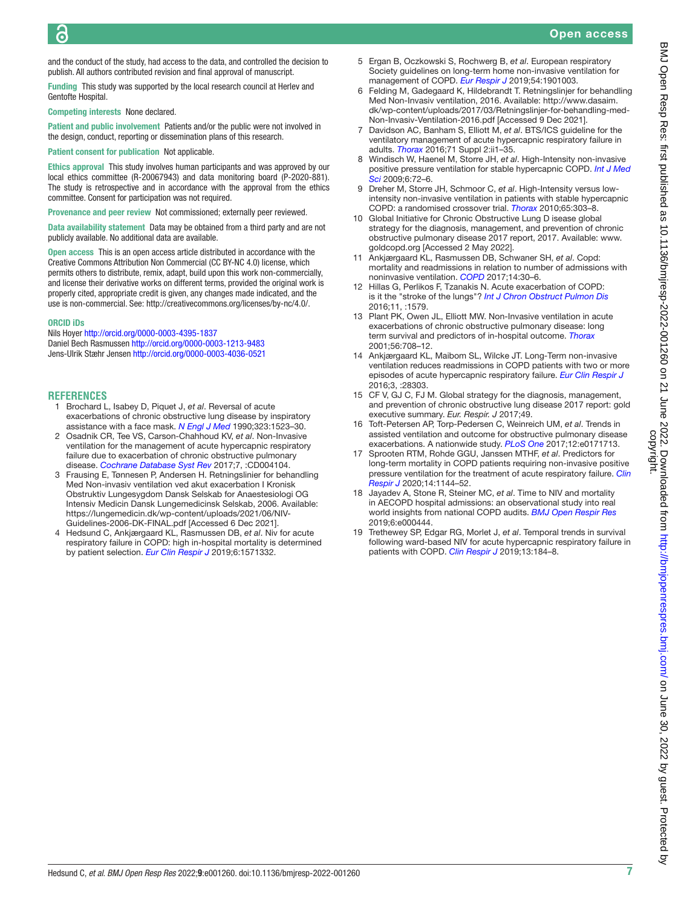and the conduct of the study, had access to the data, and controlled the decision to publish. All authors contributed revision and final approval of manuscript.

**Funding** This study was supported by the local research council at Herlev and Gentofte Hospital.

**Competing interests** None declared.

**Patient and public involvement** Patients and/or the public were not involved in the design, conduct, reporting or dissemination plans of this research.

**Patient consent for publication** Not applicable.

**Ethics approval** This study involves human participants and was approved by our local ethics committee (R-20067943) and data monitoring board (P-2020-881). The study is retrospective and in accordance with the approval from the ethics committee. Consent for participation was not required.

**Provenance and peer review** Not commissioned; externally peer reviewed.

**Data availability statement** Data may be obtained from a third party and are not publicly available. No additional data are available.

**Open access** This is an open access article distributed in accordance with the Creative Commons Attribution Non Commercial (CC BY-NC 4.0) license, which permits others to distribute, remix, adapt, build upon this work non-commercially, and license their derivative works on different terms, provided the original work is properly cited, appropriate credit is given, any changes made indicated, and the use is non-commercial. See: http://creativecommons.org/licenses/by-nc/4.0/.

**ORCID iDs**

Nils Hoyer http://orcid.org/0000-0003-4395-1837
Daniel Bech Rasmussen http://orcid.org/0000-0003-1213-9483
Jens-Ulrik Stæhr Jensen http://orcid.org/0000-0003-4036-0521

## REFERENCES

1. Brochard L, Isabey D, Piquet J, *et al*. Reversal of acute exacerbations of chronic obstructive lung disease by inspiratory assistance with a face mask. *N Engl J Med* 1990;323:1523–30.
2. Osadnik CR, Tee VS, Carson-Chahhoud KV, *et al*. Non-Invasive ventilation for the management of acute hypercapnic respiratory failure due to exacerbation of chronic obstructive pulmonary disease. *Cochrane Database Syst Rev* 2017;7, :CD004104.
3. Frausing E, Tønnesen P, Andersen H. Retningslinier for behandling Med Non-invasiv ventilation ved akut exacerbation I Kronisk Obstruktiv Lungesygdom Dansk Selskab for Anaestesiologi OG Intensiv Medicin Dansk Lungemedicinsk Selskab, 2006. Available: https://lungemedicin.dk/wp-content/uploads/2021/06/NIV-Guidelines-2006-DK-FINAL.pdf [Accessed 6 Dec 2021].
4. Hedsund C, Ankjærgaard KL, Rasmussen DB, *et al*. Niv for acute respiratory failure in COPD: high in-hospital mortality is determined by patient selection. *Eur Clin Respir J* 2019;6:1571332.
5. Ergan B, Oczkowski S, Rochwerg B, *et al*. European respiratory Society guidelines on long-term home non-invasive ventilation for management of COPD. *Eur Respir J* 2019;54:1901003.
6. Felding M, Gadegaard K, Hildebrandt T. Retningslinjer for behandling Med Non-Invasiv ventilation, 2016. Available: http://www.dasaim.dk/wp-content/uploads/2017/03/Retningslinjer-for-behandling-med-Non-Invasiv-Ventilation-2016.pdf [Accessed 9 Dec 2021].
7. Davidson AC, Banham S, Elliott M, *et al*. BTS/ICS guideline for the ventilatory management of acute hypercapnic respiratory failure in adults. *Thorax* 2016;71 Suppl 2:ii1–35.
8. Windisch W, Haenel M, Storre JH, *et al*. High-Intensity non-invasive positive pressure ventilation for stable hypercapnic COPD. *Int J Med Sci* 2009;6:72–6.
9. Dreher M, Storre JH, Schmoor C, *et al*. High-Intensity versus low-intensity non-invasive ventilation in patients with stable hypercapnic COPD: a randomised crossover trial. *Thorax* 2010;65:303–8.
10. Global Initiative for Chronic Obstructive Lung D isease global strategy for the diagnosis, management, and prevention of chronic obstructive pulmonary disease 2017 report, 2017. Available: www.goldcopd.org [Accessed 2 May 2022].
11. Ankjærgaard KL, Rasmussen DB, Schwaner SH, *et al*. Copd: mortality and readmissions in relation to number of admissions with noninvasive ventilation. *COPD* 2017;14:30–6.
12. Hillas G, Perlikos F, Tzanakis N. Acute exacerbation of COPD: is it the "stroke of the lungs"? *Int J Chron Obstruct Pulmon Dis* 2016;11, :1579.
13. Plant PK, Owen JL, Elliott MW. Non-Invasive ventilation in acute exacerbations of chronic obstructive pulmonary disease: long term survival and predictors of in-hospital outcome. *Thorax* 2001;56:708–12.
14. Ankjærgaard KL, Maibom SL, Wilcke JT. Long-Term non-invasive ventilation reduces readmissions in COPD patients with two or more episodes of acute hypercapnic respiratory failure. *Eur Clin Respir J* 2016;3, :28303.
15. CF V, GJ C, FJ M. Global strategy for the diagnosis, management, and prevention of chronic obstructive lung disease 2017 report: gold executive summary. *Eur. Respir. J* 2017;49.
16. Toft-Petersen AP, Torp-Pedersen C, Weinreich UM, *et al*. Trends in assisted ventilation and outcome for obstructive pulmonary disease exacerbations. A nationwide study. *PLoS One* 2017;12:e0171713.
17. Sprooten RTM, Rohde GGU, Janssen MTHF, *et al*. Predictors for long-term mortality in COPD patients requiring non-invasive positive pressure ventilation for the treatment of acute respiratory failure. *Clin Respir J* 2020;14:1144–52.
18. Jayadev A, Stone R, Steiner MC, *et al*. Time to NIV and mortality in AECOPD hospital admissions: an observational study into real world insights from national COPD audits. *BMJ Open Respir Res* 2019;6:e000444.
19. Trethewey SP, Edgar RG, Morlet J, *et al*. Temporal trends in survival following ward-based NIV for acute hypercapnic respiratory failure in patients with COPD. *Clin Respir J* 2019;13:184–8.